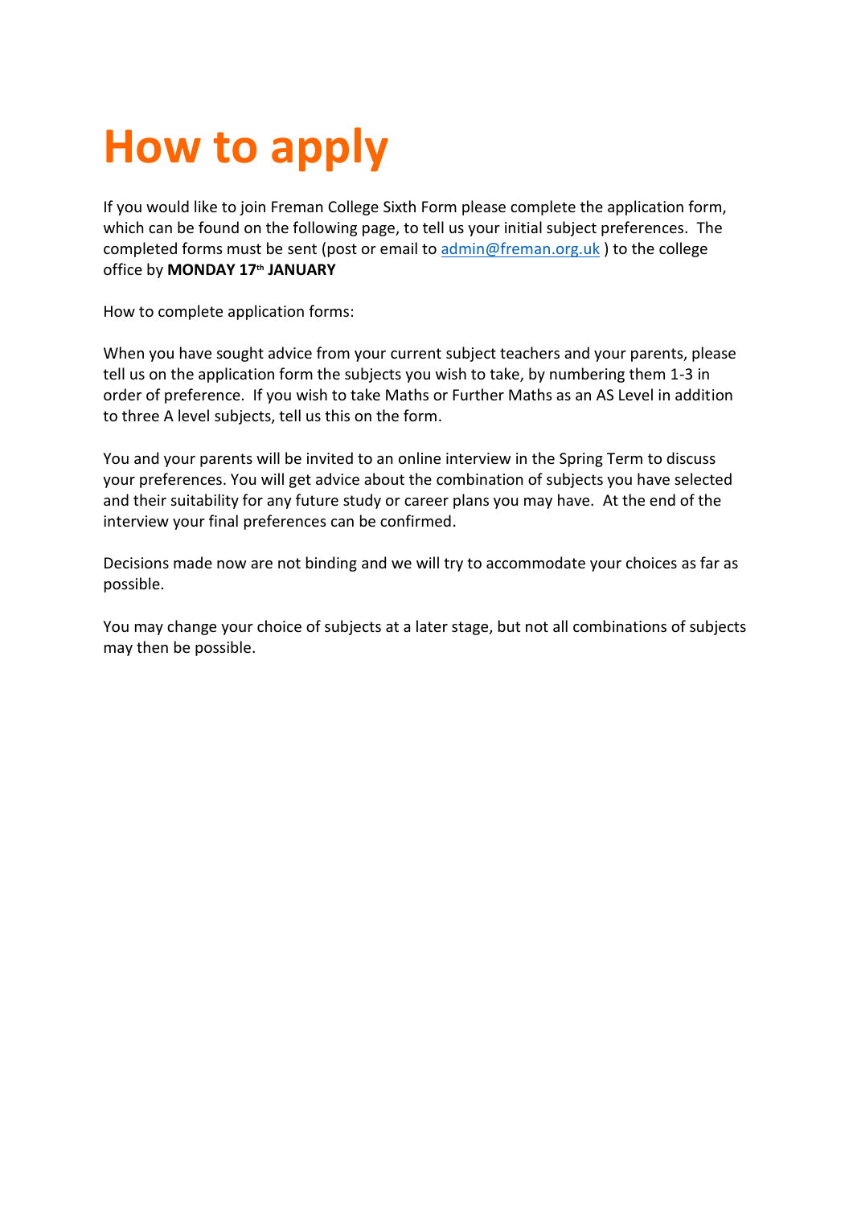# How to apply

If you would like to join Freman College Sixth Form please complete the application form, which can be found on the following page, to tell us your initial subject preferences. The completed forms must be sent (post or email to admin@freman.org.uk ) to the college office by **MONDAY 17th JANUARY**

How to complete application forms:

When you have sought advice from your current subject teachers and your parents, please tell us on the application form the subjects you wish to take, by numbering them 1-3 in order of preference. If you wish to take Maths or Further Maths as an AS Level in addition to three A level subjects, tell us this on the form.

You and your parents will be invited to an online interview in the Spring Term to discuss your preferences. You will get advice about the combination of subjects you have selected and their suitability for any future study or career plans you may have. At the end of the interview your final preferences can be confirmed.

Decisions made now are not binding and we will try to accommodate your choices as far as possible.

You may change your choice of subjects at a later stage, but not all combinations of subjects may then be possible.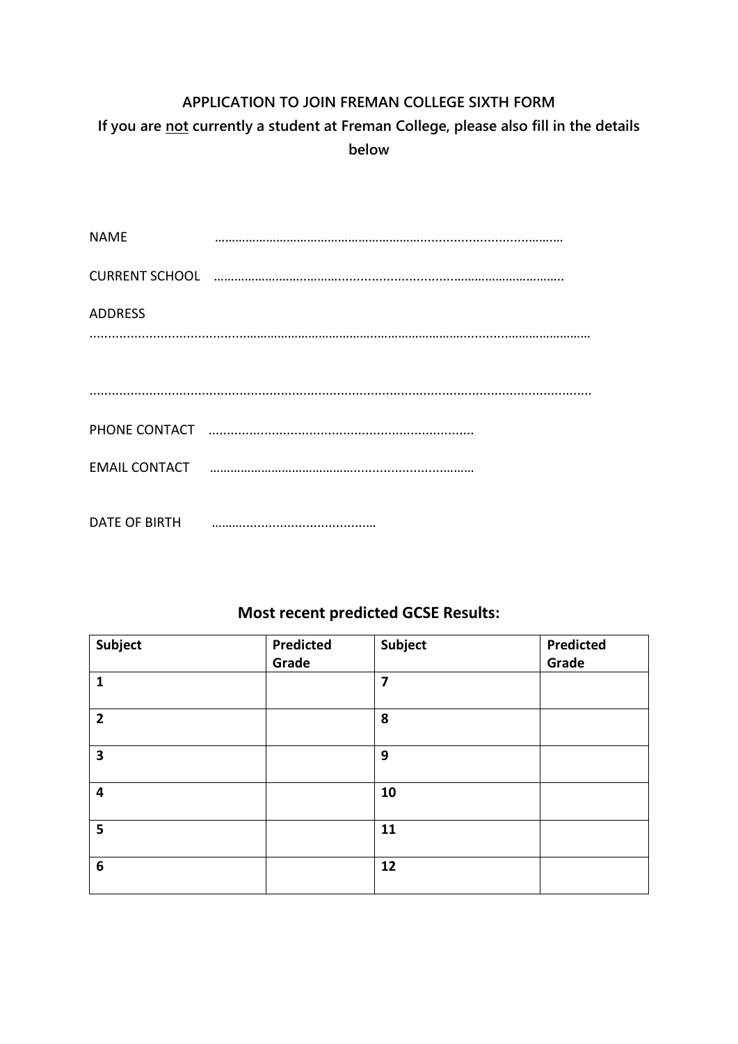**APPLICATION TO JOIN FREMAN COLLEGE SIXTH FORM**

**If you are <u>not</u> currently a student at Freman College, please also fill in the details below**

NAME ……………………………………………………………………………………………

CURRENT SCHOOL ……………………………………………………………………………………

ADDRESS

……………………………………………………………………………………………………………………

……………………………………………………………………………………………………………………

PHONE CONTACT ………………………………………………………………

EMAIL CONTACT ………………………………………………………………

DATE OF BIRTH ………………………………………

## Most recent predicted GCSE Results:

| Subject | Predicted Grade | Subject | Predicted Grade |
|---|---|---|---|
| 1 | | 7 | |
| 2 | | 8 | |
| 3 | | 9 | |
| 4 | | 10 | |
| 5 | | 11 | |
| 6 | | 12 | |